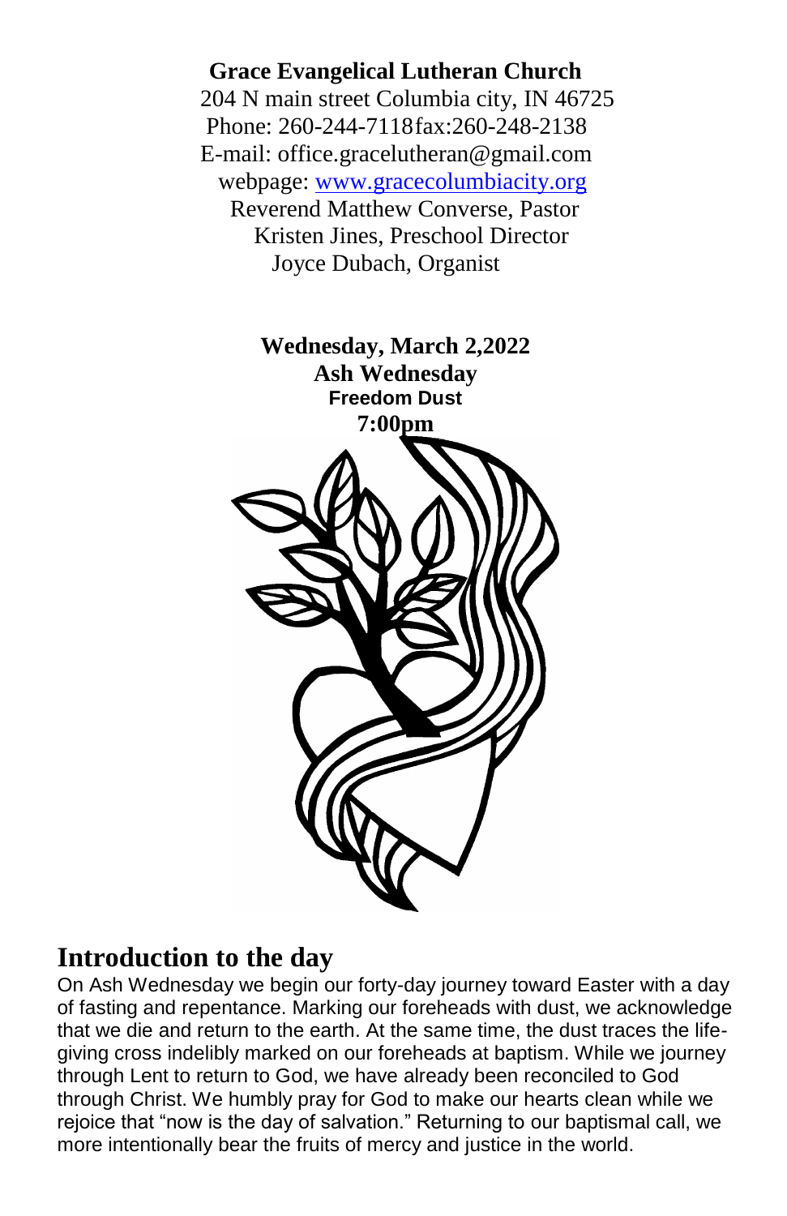**Grace Evangelical Lutheran Church**

204 N main street Columbia city, IN 46725

Phone: 260-244-7118fax:260-248-2138

E-mail: office.gracelutheran@gmail.com

webpage: [www.gracecolumbiacity.org](http://www.gracecolumbiacity.org)

Reverend Matthew Converse, Pastor

Kristen Jines, Preschool Director

Joyce Dubach, Organist

**Wednesday, March 2,2022**

**Ash Wednesday**

**Freedom Dust**

**7:00pm**

## Introduction to the day

On Ash Wednesday we begin our forty-day journey toward Easter with a day of fasting and repentance. Marking our foreheads with dust, we acknowledge that we die and return to the earth. At the same time, the dust traces the life-giving cross indelibly marked on our foreheads at baptism. While we journey through Lent to return to God, we have already been reconciled to God through Christ. We humbly pray for God to make our hearts clean while we rejoice that "now is the day of salvation." Returning to our baptismal call, we more intentionally bear the fruits of mercy and justice in the world.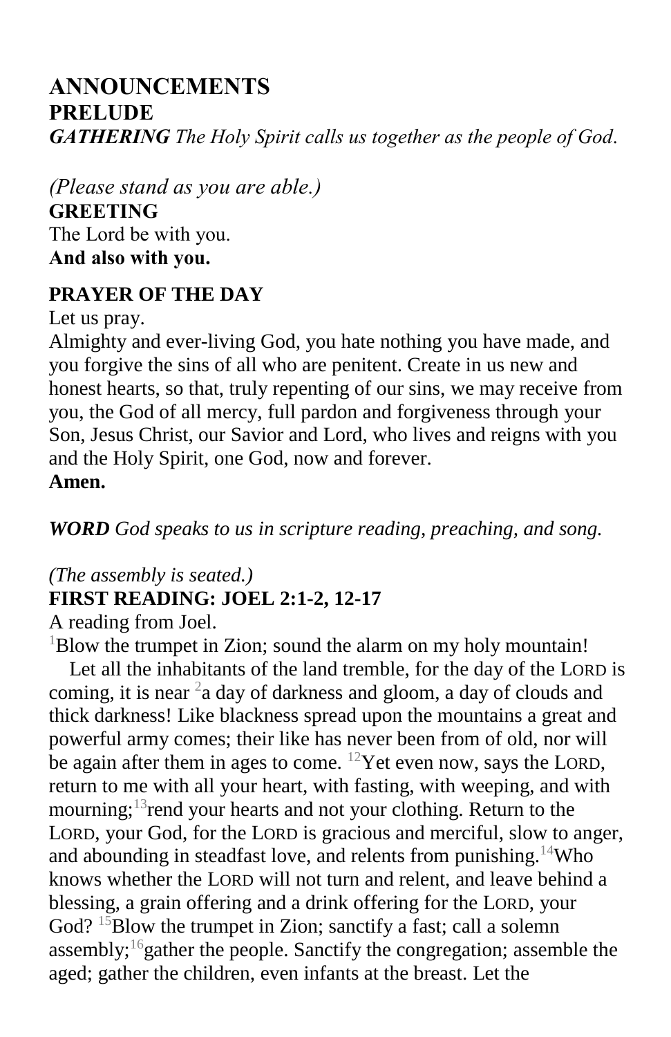## ANNOUNCEMENTS

## PRELUDE

***GATHERING*** *The Holy Spirit calls us together as the people of God.*

*(Please stand as you are able.)*

**GREETING**

The Lord be with you.
**And also with you.**

**PRAYER OF THE DAY**

Let us pray.

Almighty and ever-living God, you hate nothing you have made, and you forgive the sins of all who are penitent. Create in us new and honest hearts, so that, truly repenting of our sins, we may receive from you, the God of all mercy, full pardon and forgiveness through your Son, Jesus Christ, our Savior and Lord, who lives and reigns with you and the Holy Spirit, one God, now and forever.
**Amen.**

***WORD*** *God speaks to us in scripture reading, preaching, and song.*

*(The assembly is seated.)*

**FIRST READING: JOEL 2:1-2, 12-17**

A reading from Joel.

[1]Blow the trumpet in Zion; sound the alarm on my holy mountain!
Let all the inhabitants of the land tremble, for the day of the LORD is coming, it is near [2]a day of darkness and gloom, a day of clouds and thick darkness! Like blackness spread upon the mountains a great and powerful army comes; their like has never been from of old, nor will be again after them in ages to come. [12]Yet even now, says the LORD, return to me with all your heart, with fasting, with weeping, and with mourning;[13]rend your hearts and not your clothing. Return to the LORD, your God, for the LORD is gracious and merciful, slow to anger, and abounding in steadfast love, and relents from punishing.[14]Who knows whether the LORD will not turn and relent, and leave behind a blessing, a grain offering and a drink offering for the LORD, your God? [15]Blow the trumpet in Zion; sanctify a fast; call a solemn assembly;[16]gather the people. Sanctify the congregation; assemble the aged; gather the children, even infants at the breast. Let the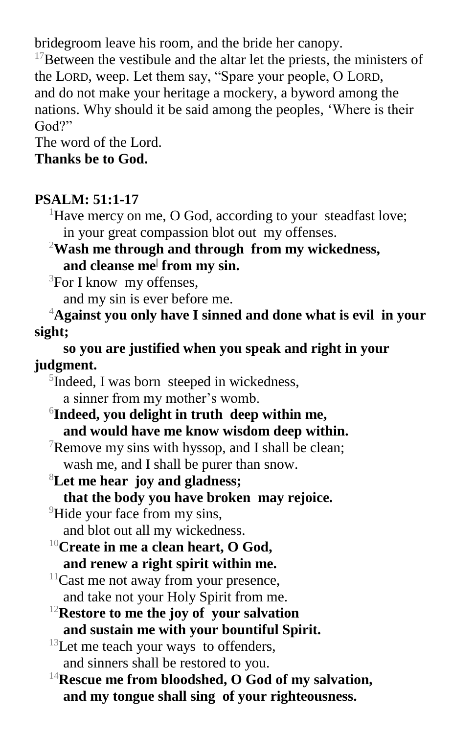bridegroom leave his room, and the bride her canopy.
[17]Between the vestibule and the altar let the priests, the ministers of the LORD, weep. Let them say, "Spare your people, O LORD, and do not make your heritage a mockery, a byword among the nations. Why should it be said among the peoples, 'Where is their God?"
The word of the Lord.
**Thanks be to God.**

**PSALM: 51:1-17**

[1]Have mercy on me, O God, according to your steadfast love;
in your great compassion blot out my offenses.
[2]**Wash me through and through from my wickedness,**
**and cleanse me from my sin.**
[3]For I know my offenses,
and my sin is ever before me.
[4]**Against you only have I sinned and done what is evil in your sight;**
**so you are justified when you speak and right in your judgment.**
[5]Indeed, I was born steeped in wickedness,
a sinner from my mother's womb.
[6]**Indeed, you delight in truth deep within me,**
**and would have me know wisdom deep within.**
[7]Remove my sins with hyssop, and I shall be clean;
wash me, and I shall be purer than snow.
[8]**Let me hear joy and gladness;**
**that the body you have broken may rejoice.**
[9]Hide your face from my sins,
and blot out all my wickedness.
[10]**Create in me a clean heart, O God,**
**and renew a right spirit within me.**
[11]Cast me not away from your presence,
and take not your Holy Spirit from me.
[12]**Restore to me the joy of your salvation**
**and sustain me with your bountiful Spirit.**
[13]Let me teach your ways to offenders,
and sinners shall be restored to you.
[14]**Rescue me from bloodshed, O God of my salvation,**
**and my tongue shall sing of your righteousness.**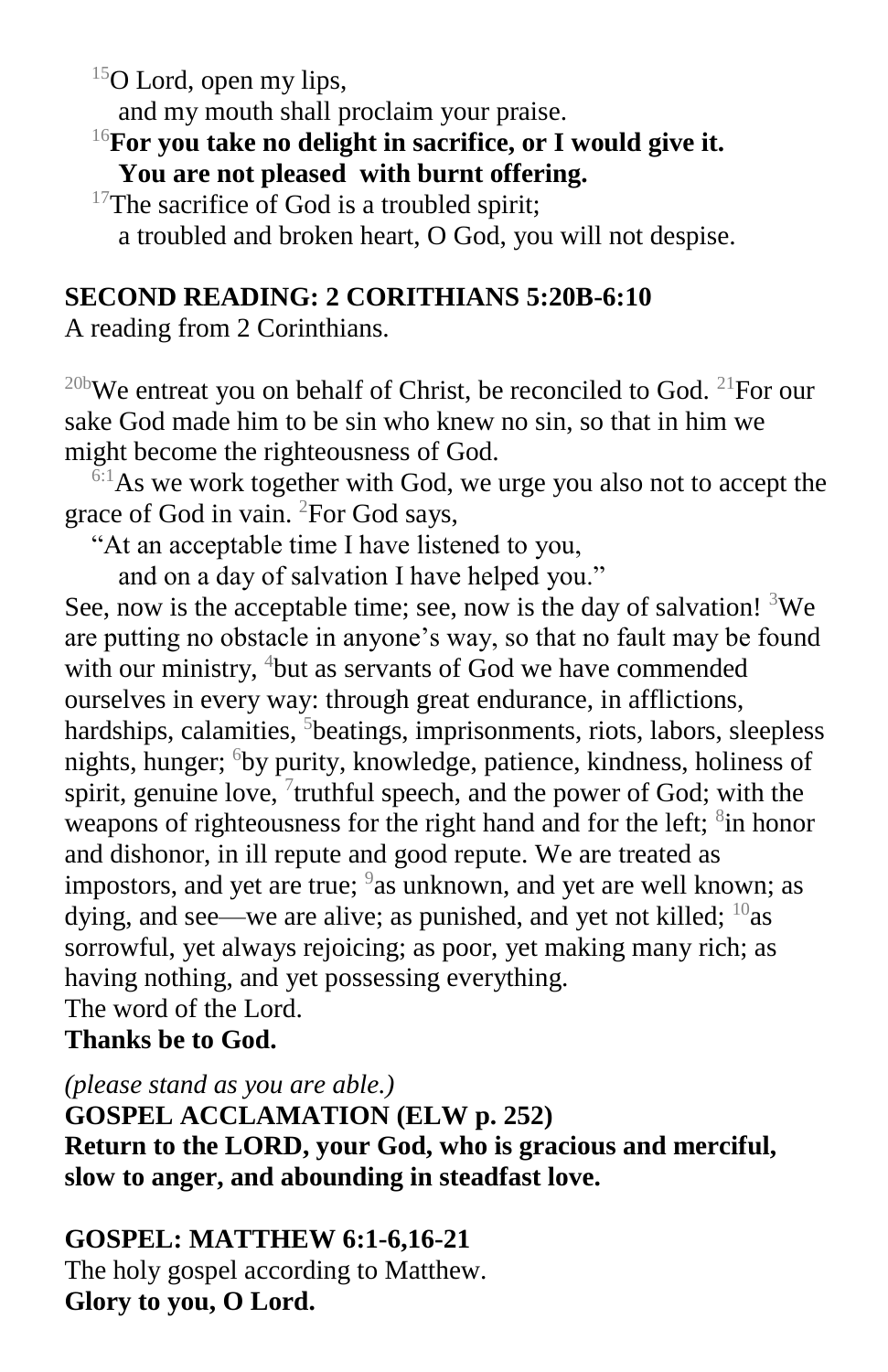[15]O Lord, open my lips,
and my mouth shall proclaim your praise.

**[16]For you take no delight in sacrifice, or I would give it.**
**You are not pleased with burnt offering.**

[17]The sacrifice of God is a troubled spirit;
a troubled and broken heart, O God, you will not despise.

**SECOND READING: 2 CORITHIANS 5:20B-6:10**

A reading from 2 Corinthians.

[20b]We entreat you on behalf of Christ, be reconciled to God. [21]For our sake God made him to be sin who knew no sin, so that in him we might become the righteousness of God.

[6:1]As we work together with God, we urge you also not to accept the grace of God in vain. [2]For God says,

"At an acceptable time I have listened to you,
and on a day of salvation I have helped you."

See, now is the acceptable time; see, now is the day of salvation! [3]We are putting no obstacle in anyone's way, so that no fault may be found with our ministry, [4]but as servants of God we have commended ourselves in every way: through great endurance, in afflictions, hardships, calamities, [5]beatings, imprisonments, riots, labors, sleepless nights, hunger; [6]by purity, knowledge, patience, kindness, holiness of spirit, genuine love, [7]truthful speech, and the power of God; with the weapons of righteousness for the right hand and for the left; [8]in honor and dishonor, in ill repute and good repute. We are treated as impostors, and yet are true; [9]as unknown, and yet are well known; as dying, and see—we are alive; as punished, and yet not killed; [10]as sorrowful, yet always rejoicing; as poor, yet making many rich; as having nothing, and yet possessing everything.

The word of the Lord.

**Thanks be to God.**

*(please stand as you are able.)*

**GOSPEL ACCLAMATION (ELW p. 252)**

**Return to the LORD, your God, who is gracious and merciful, slow to anger, and abounding in steadfast love.**

**GOSPEL: MATTHEW 6:1-6,16-21**

The holy gospel according to Matthew.

**Glory to you, O Lord.**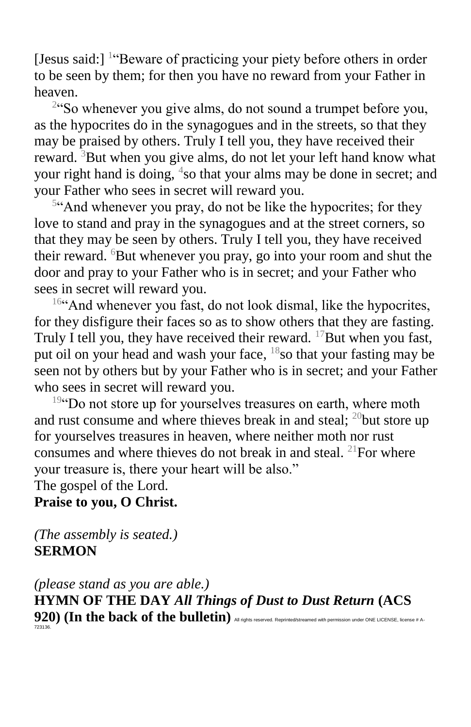[Jesus said:] [1]"Beware of practicing your piety before others in order to be seen by them; for then you have no reward from your Father in heaven.

[2]"So whenever you give alms, do not sound a trumpet before you, as the hypocrites do in the synagogues and in the streets, so that they may be praised by others. Truly I tell you, they have received their reward. [3]But when you give alms, do not let your left hand know what your right hand is doing, [4]so that your alms may be done in secret; and your Father who sees in secret will reward you.

[5]"And whenever you pray, do not be like the hypocrites; for they love to stand and pray in the synagogues and at the street corners, so that they may be seen by others. Truly I tell you, they have received their reward. [6]But whenever you pray, go into your room and shut the door and pray to your Father who is in secret; and your Father who sees in secret will reward you.

[16]"And whenever you fast, do not look dismal, like the hypocrites, for they disfigure their faces so as to show others that they are fasting. Truly I tell you, they have received their reward. [17]But when you fast, put oil on your head and wash your face, [18]so that your fasting may be seen not by others but by your Father who is in secret; and your Father who sees in secret will reward you.

[19]"Do not store up for yourselves treasures on earth, where moth and rust consume and where thieves break in and steal; [20]but store up for yourselves treasures in heaven, where neither moth nor rust consumes and where thieves do not break in and steal. [21]For where your treasure is, there your heart will be also."

The gospel of the Lord.

**Praise to you, O Christ.**

*(The assembly is seated.)*

**SERMON**

*(please stand as you are able.)*

**HYMN OF THE DAY *All Things of Dust to Dust Return* (ACS 920) (In the back of the bulletin)** All rights reserved. Reprinted/streamed with permission under ONE LICENSE, license # A-723136.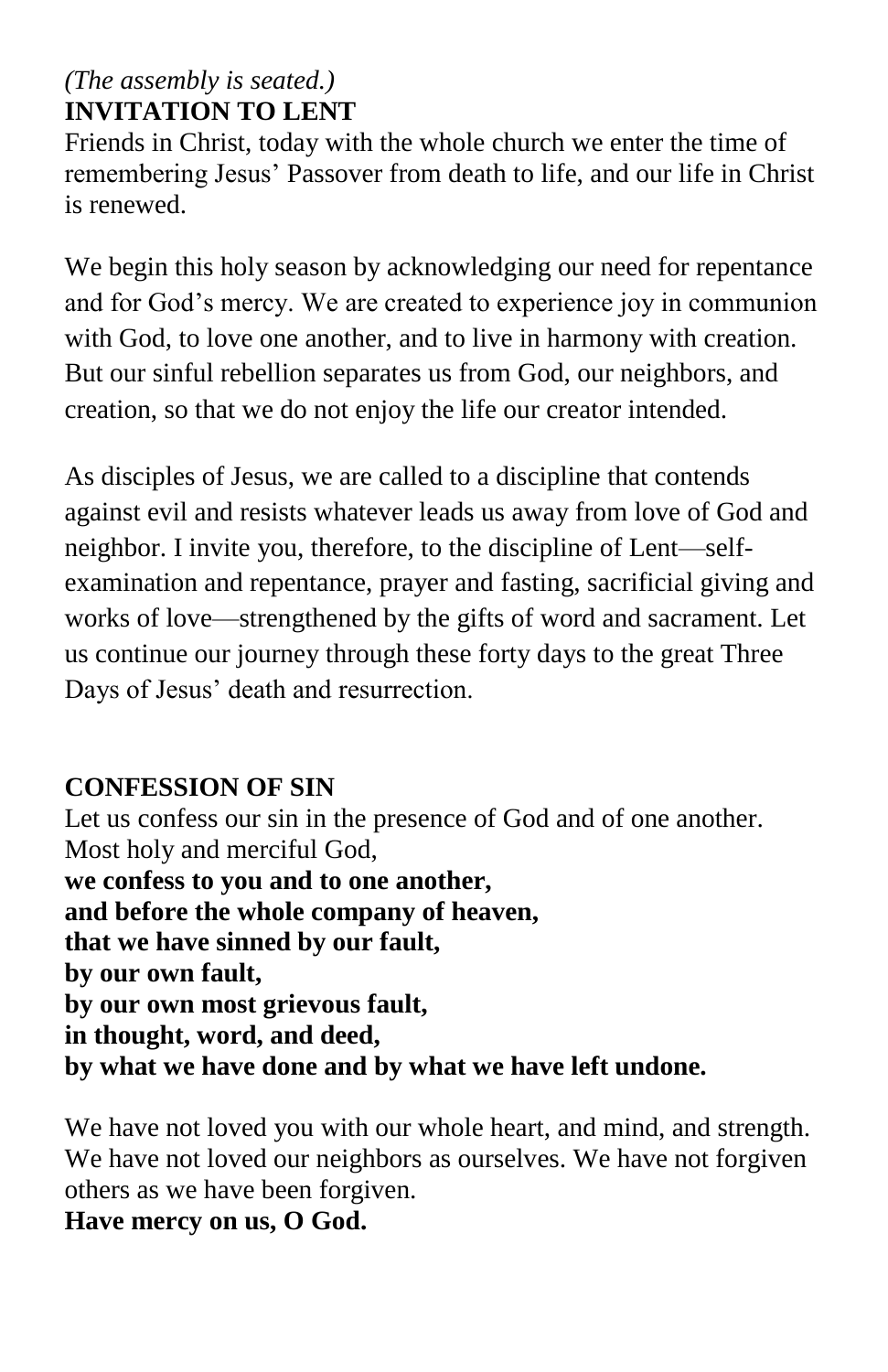*(The assembly is seated.)*

**INVITATION TO LENT**

Friends in Christ, today with the whole church we enter the time of remembering Jesus' Passover from death to life, and our life in Christ is renewed.

We begin this holy season by acknowledging our need for repentance and for God's mercy. We are created to experience joy in communion with God, to love one another, and to live in harmony with creation. But our sinful rebellion separates us from God, our neighbors, and creation, so that we do not enjoy the life our creator intended.

As disciples of Jesus, we are called to a discipline that contends against evil and resists whatever leads us away from love of God and neighbor. I invite you, therefore, to the discipline of Lent—self-examination and repentance, prayer and fasting, sacrificial giving and works of love—strengthened by the gifts of word and sacrament. Let us continue our journey through these forty days to the great Three Days of Jesus' death and resurrection.

**CONFESSION OF SIN**

Let us confess our sin in the presence of God and of one another.
Most holy and merciful God,
**we confess to you and to one another,**
**and before the whole company of heaven,**
**that we have sinned by our fault,**
**by our own fault,**
**by our own most grievous fault,**
**in thought, word, and deed,**
**by what we have done and by what we have left undone.**

We have not loved you with our whole heart, and mind, and strength. We have not loved our neighbors as ourselves. We have not forgiven others as we have been forgiven.
**Have mercy on us, O God.**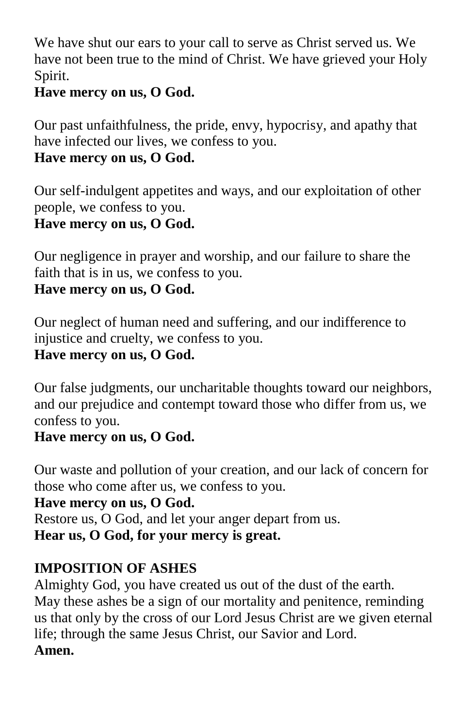We have shut our ears to your call to serve as Christ served us. We have not been true to the mind of Christ. We have grieved your Holy Spirit.
**Have mercy on us, O God.**

Our past unfaithfulness, the pride, envy, hypocrisy, and apathy that have infected our lives, we confess to you.
**Have mercy on us, O God.**

Our self-indulgent appetites and ways, and our exploitation of other people, we confess to you.
**Have mercy on us, O God.**

Our negligence in prayer and worship, and our failure to share the faith that is in us, we confess to you.
**Have mercy on us, O God.**

Our neglect of human need and suffering, and our indifference to injustice and cruelty, we confess to you.
**Have mercy on us, O God.**

Our false judgments, our uncharitable thoughts toward our neighbors, and our prejudice and contempt toward those who differ from us, we confess to you.
**Have mercy on us, O God.**

Our waste and pollution of your creation, and our lack of concern for those who come after us, we confess to you.
**Have mercy on us, O God.**
Restore us, O God, and let your anger depart from us.
**Hear us, O God, for your mercy is great.**

**IMPOSITION OF ASHES**
Almighty God, you have created us out of the dust of the earth. May these ashes be a sign of our mortality and penitence, reminding us that only by the cross of our Lord Jesus Christ are we given eternal life; through the same Jesus Christ, our Savior and Lord.
**Amen.**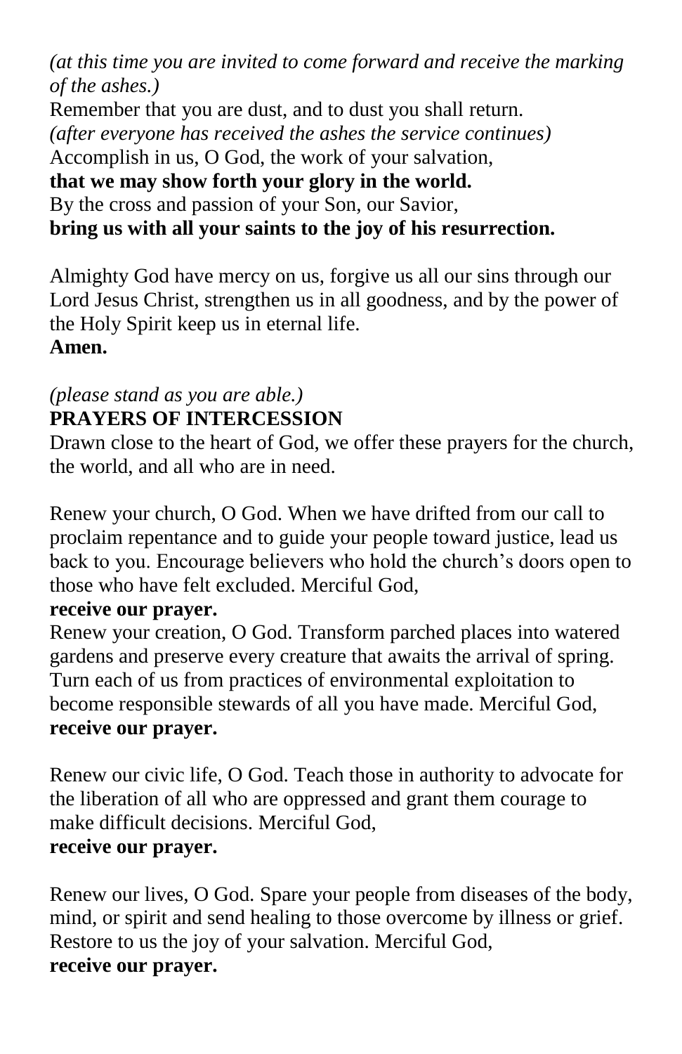*(at this time you are invited to come forward and receive the marking of the ashes.)*
Remember that you are dust, and to dust you shall return.
*(after everyone has received the ashes the service continues)*
Accomplish in us, O God, the work of your salvation,
**that we may show forth your glory in the world.**
By the cross and passion of your Son, our Savior,
**bring us with all your saints to the joy of his resurrection.**

Almighty God have mercy on us, forgive us all our sins through our Lord Jesus Christ, strengthen us in all goodness, and by the power of the Holy Spirit keep us in eternal life.
**Amen.**

*(please stand as you are able.)*
**PRAYERS OF INTERCESSION**
Drawn close to the heart of God, we offer these prayers for the church, the world, and all who are in need.

Renew your church, O God. When we have drifted from our call to proclaim repentance and to guide your people toward justice, lead us back to you. Encourage believers who hold the church's doors open to those who have felt excluded. Merciful God,
**receive our prayer.**
Renew your creation, O God. Transform parched places into watered gardens and preserve every creature that awaits the arrival of spring. Turn each of us from practices of environmental exploitation to become responsible stewards of all you have made. Merciful God,
**receive our prayer.**

Renew our civic life, O God. Teach those in authority to advocate for the liberation of all who are oppressed and grant them courage to make difficult decisions. Merciful God,
**receive our prayer.**

Renew our lives, O God. Spare your people from diseases of the body, mind, or spirit and send healing to those overcome by illness or grief. Restore to us the joy of your salvation. Merciful God,
**receive our prayer.**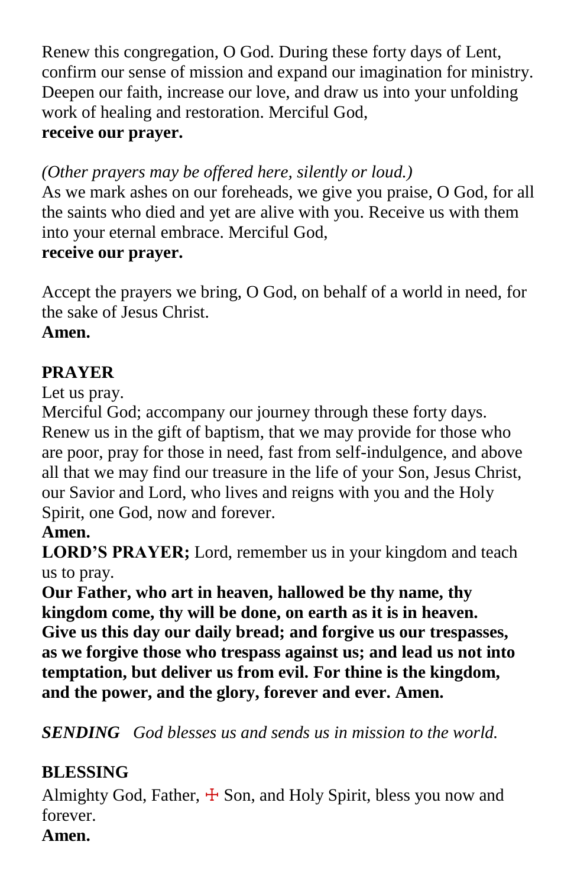Renew this congregation, O God. During these forty days of Lent, confirm our sense of mission and expand our imagination for ministry. Deepen our faith, increase our love, and draw us into your unfolding work of healing and restoration. Merciful God,
**receive our prayer.**

*(Other prayers may be offered here, silently or loud.)*
As we mark ashes on our foreheads, we give you praise, O God, for all the saints who died and yet are alive with you. Receive us with them into your eternal embrace. Merciful God,
**receive our prayer.**

Accept the prayers we bring, O God, on behalf of a world in need, for the sake of Jesus Christ.
**Amen.**

**PRAYER**
Let us pray.
Merciful God; accompany our journey through these forty days. Renew us in the gift of baptism, that we may provide for those who are poor, pray for those in need, fast from self-indulgence, and above all that we may find our treasure in the life of your Son, Jesus Christ, our Savior and Lord, who lives and reigns with you and the Holy Spirit, one God, now and forever.
**Amen.**
**LORD'S PRAYER;** Lord, remember us in your kingdom and teach us to pray.
**Our Father, who art in heaven, hallowed be thy name, thy kingdom come, thy will be done, on earth as it is in heaven. Give us this day our daily bread; and forgive us our trespasses, as we forgive those who trespass against us; and lead us not into temptation, but deliver us from evil. For thine is the kingdom, and the power, and the glory, forever and ever. Amen.**

***SENDING*** *God blesses us and sends us in mission to the world.*

**BLESSING**
Almighty God, Father, ☩ Son, and Holy Spirit, bless you now and forever.
**Amen.**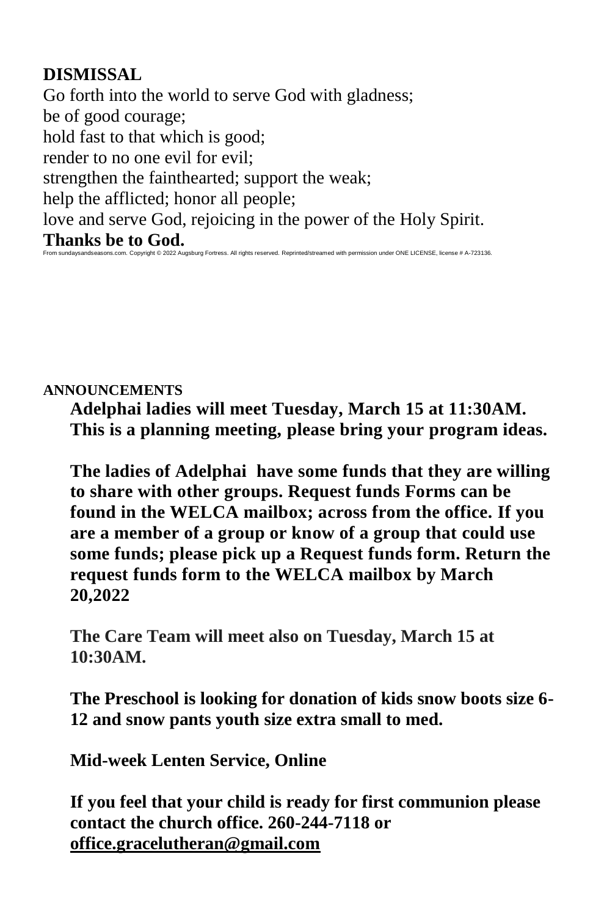## DISMISSAL

Go forth into the world to serve God with gladness;
be of good courage;
hold fast to that which is good;
render to no one evil for evil;
strengthen the fainthearted; support the weak;
help the afflicted; honor all people;
love and serve God, rejoicing in the power of the Holy Spirit.
**Thanks be to God.**

From sundaysandseasons.com. Copyright © 2022 Augsburg Fortress. All rights reserved. Reprinted/streamed with permission under ONE LICENSE, license # A-723136.

## ANNOUNCEMENTS

**Adelphai ladies will meet Tuesday, March 15 at 11:30AM. This is a planning meeting, please bring your program ideas.**

**The ladies of Adelphai have some funds that they are willing to share with other groups. Request funds Forms can be found in the WELCA mailbox; across from the office. If you are a member of a group or know of a group that could use some funds; please pick up a Request funds form. Return the request funds form to the WELCA mailbox by March 20,2022**

**The Care Team will meet also on Tuesday, March 15 at 10:30AM.**

**The Preschool is looking for donation of kids snow boots size 6-12 and snow pants youth size extra small to med.**

**Mid-week Lenten Service, Online**

**If you feel that your child is ready for first communion please contact the church office. 260-244-7118 or office.gracelutheran@gmail.com**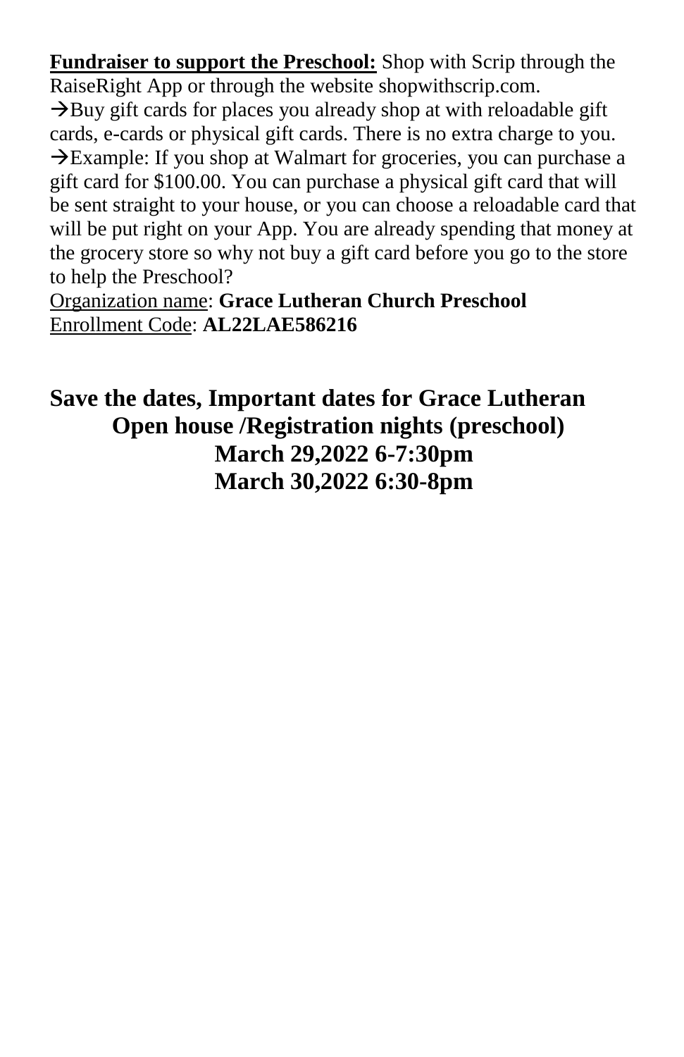**Fundraiser to support the Preschool:** Shop with Scrip through the RaiseRight App or through the website shopwithscrip.com.

→Buy gift cards for places you already shop at with reloadable gift cards, e-cards or physical gift cards. There is no extra charge to you.

→Example: If you shop at Walmart for groceries, you can purchase a gift card for $100.00. You can purchase a physical gift card that will be sent straight to your house, or you can choose a reloadable card that will be put right on your App. You are already spending that money at the grocery store so why not buy a gift card before you go to the store to help the Preschool?

Organization name: **Grace Lutheran Church Preschool**

Enrollment Code: **AL22LAE586216**

## Save the dates, Important dates for Grace Lutheran

**Open house /Registration nights (preschool)**

**March 29,2022 6-7:30pm**

**March 30,2022 6:30-8pm**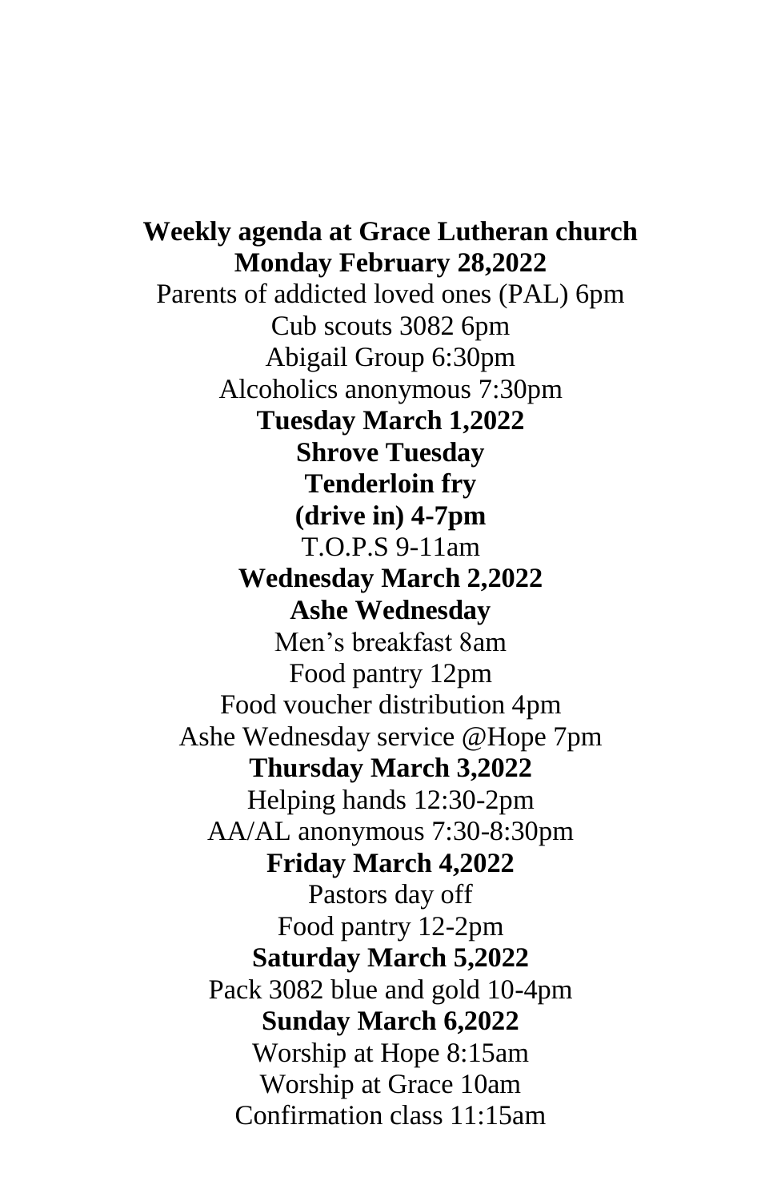**Weekly agenda at Grace Lutheran church**

**Monday February 28,2022**

Parents of addicted loved ones (PAL) 6pm

Cub scouts 3082 6pm

Abigail Group 6:30pm

Alcoholics anonymous 7:30pm

**Tuesday March 1,2022**

**Shrove Tuesday**

**Tenderloin fry**

**(drive in) 4-7pm**

T.O.P.S 9-11am

**Wednesday March 2,2022**

**Ashe Wednesday**

Men's breakfast 8am

Food pantry 12pm

Food voucher distribution 4pm

Ashe Wednesday service @Hope 7pm

**Thursday March 3,2022**

Helping hands 12:30-2pm

AA/AL anonymous 7:30-8:30pm

**Friday March 4,2022**

Pastors day off

Food pantry 12-2pm

**Saturday March 5,2022**

Pack 3082 blue and gold 10-4pm

**Sunday March 6,2022**

Worship at Hope 8:15am

Worship at Grace 10am

Confirmation class 11:15am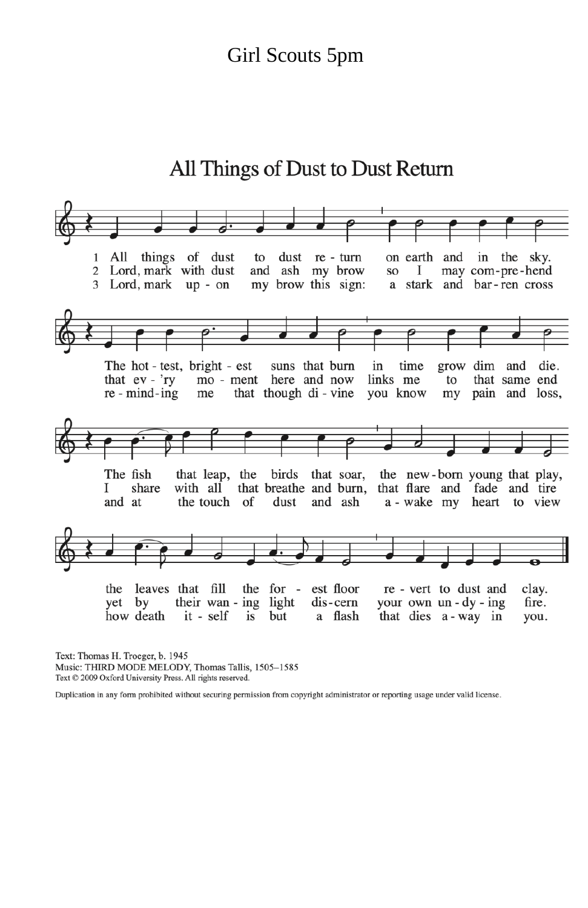Girl Scouts 5pm

# All Things of Dust to Dust Return

1 All things of dust to dust re - turn on earth and in the sky.
2 Lord, mark with dust and ash my brow so I may com-pre-hend
3 Lord, mark up - on my brow this sign: a stark and bar-ren cross

The hot - test, bright - est suns that burn in time grow dim and die.
that ev - 'ry mo - ment here and now links me to that same end
re - mind-ing me that though di - vine you know my pain and loss,

The fish that leap, the birds that soar, the new-born young that play,
I share with all that breathe and burn, that flare and fade and tire
and at the touch of dust and ash a - wake my heart to view

the leaves that fill the for - est floor re - vert to dust and clay.
yet by their wan - ing light dis-cern your own un - dy - ing fire.
how death it - self is but a flash that dies a - way in you.

Text: Thomas H. Troeger, b. 1945
Music: THIRD MODE MELODY, Thomas Tallis, 1505–1585
Text © 2009 Oxford University Press. All rights reserved.

Duplication in any form prohibited without securing permission from copyright administrator or reporting usage under valid license.